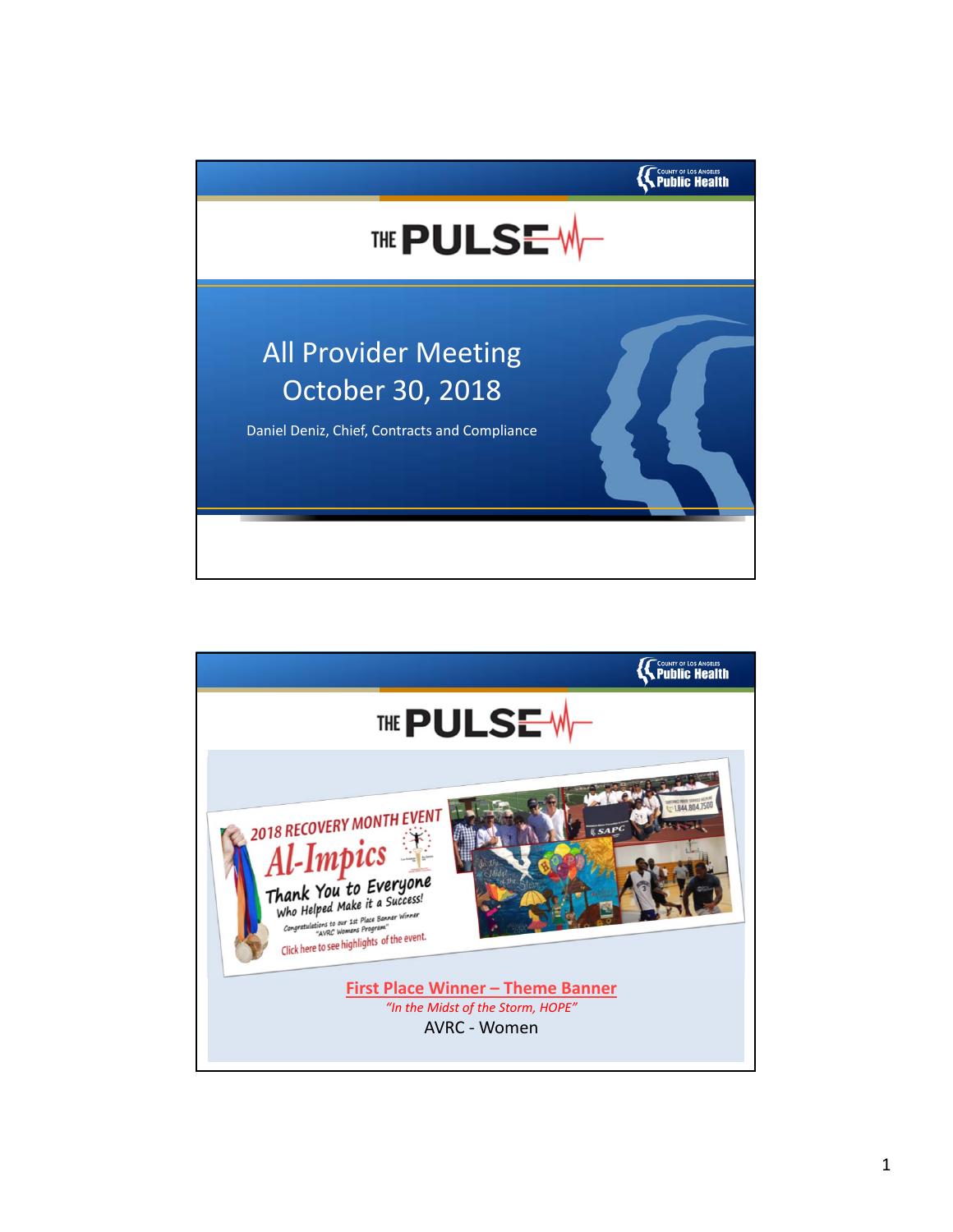# All Provider Meeting
## October 30, 2018

Daniel Deniz, Chief, Contracts and Compliance

---

**First Place Winner – Theme Banner**

*"In the Midst of the Storm, HOPE"*

AVRC - Women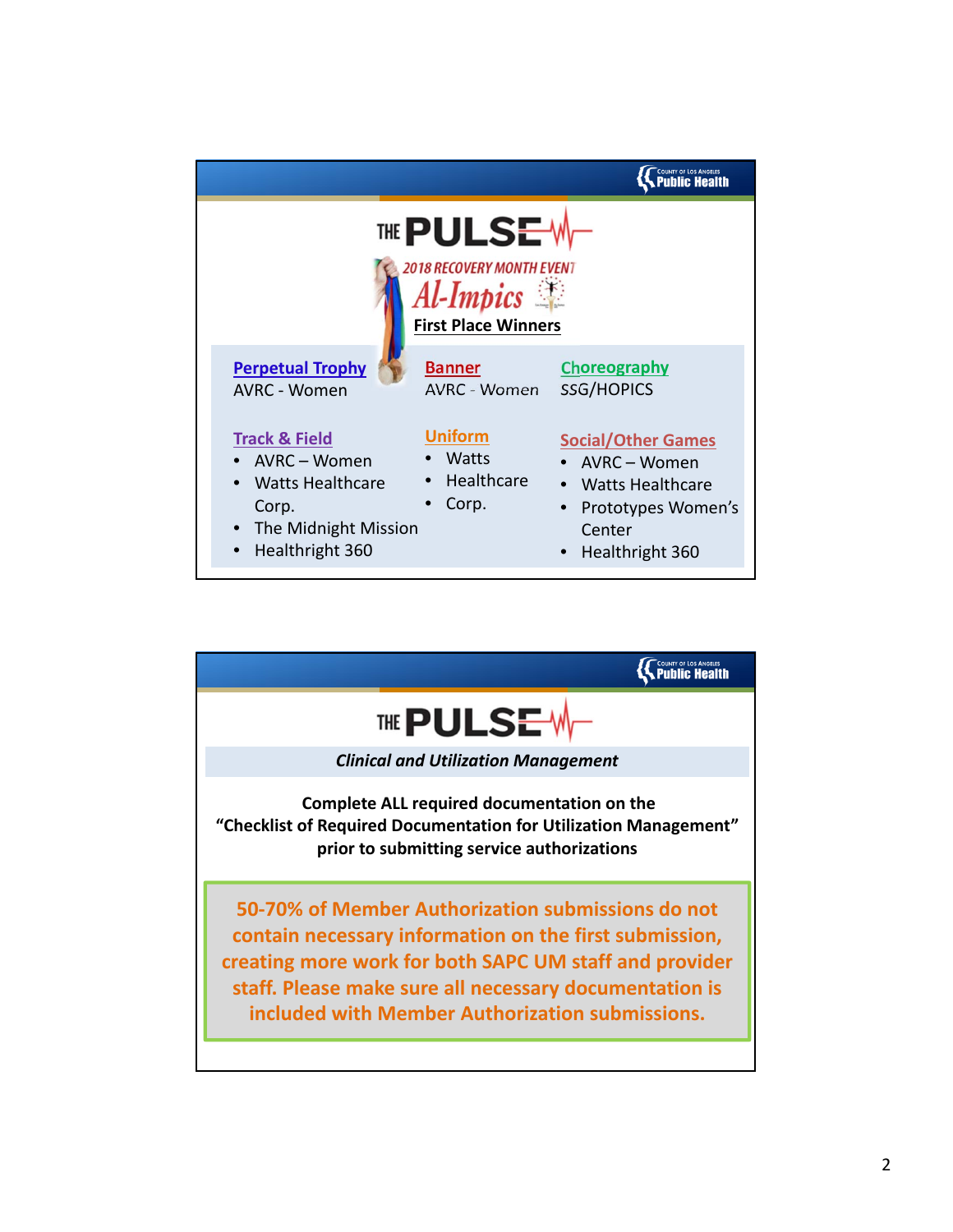# THE PULSE

## 2018 RECOVERY MONTH EVENT

## Al-Impics

### First Place Winners

**Perpetual Trophy**
AVRC - Women

**Banner**
AVRC - Women

**Choreography**
SSG/HOPICS

**Track & Field**

- AVRC – Women
- Watts Healthcare Corp.
- The Midnight Mission
- Healthright 360

**Uniform**

- Watts
- Healthcare
- Corp.

**Social/Other Games**

- AVRC – Women
- Watts Healthcare
- Prototypes Women's Center
- Healthright 360

# THE PULSE

***Clinical and Utilization Management***

**Complete ALL required documentation on the "Checklist of Required Documentation for Utilization Management" prior to submitting service authorizations**

**50-70% of Member Authorization submissions do not contain necessary information on the first submission, creating more work for both SAPC UM staff and provider staff. Please make sure all necessary documentation is included with Member Authorization submissions.**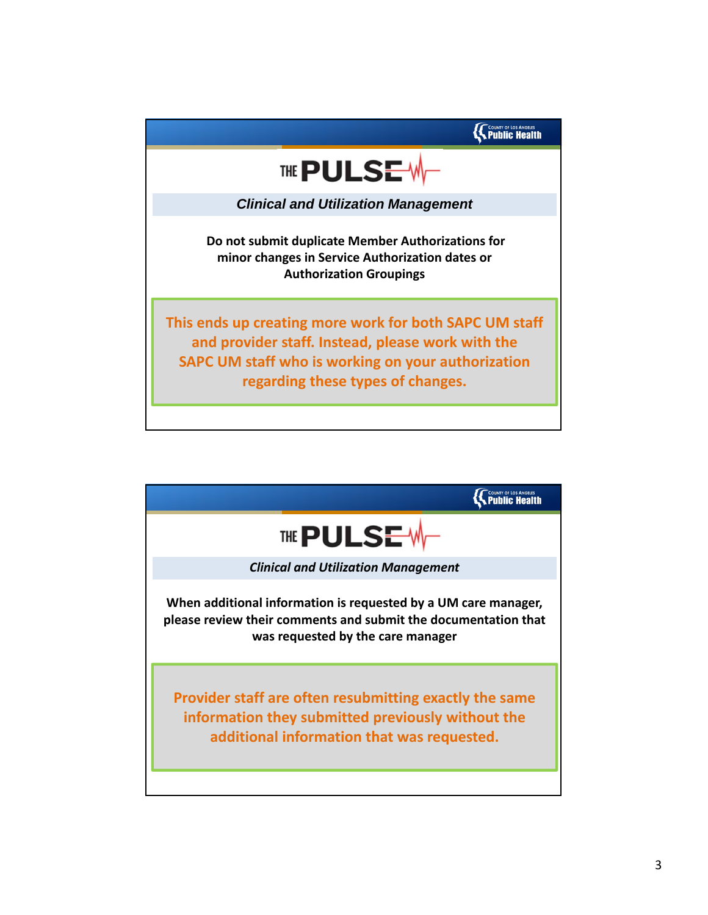## THE PULSE

*Clinical and Utilization Management*

**Do not submit duplicate Member Authorizations for minor changes in Service Authorization dates or Authorization Groupings**

**This ends up creating more work for both SAPC UM staff and provider staff. Instead, please work with the SAPC UM staff who is working on your authorization regarding these types of changes.**

## THE PULSE

*Clinical and Utilization Management*

**When additional information is requested by a UM care manager, please review their comments and submit the documentation that was requested by the care manager**

**Provider staff are often resubmitting exactly the same information they submitted previously without the additional information that was requested.**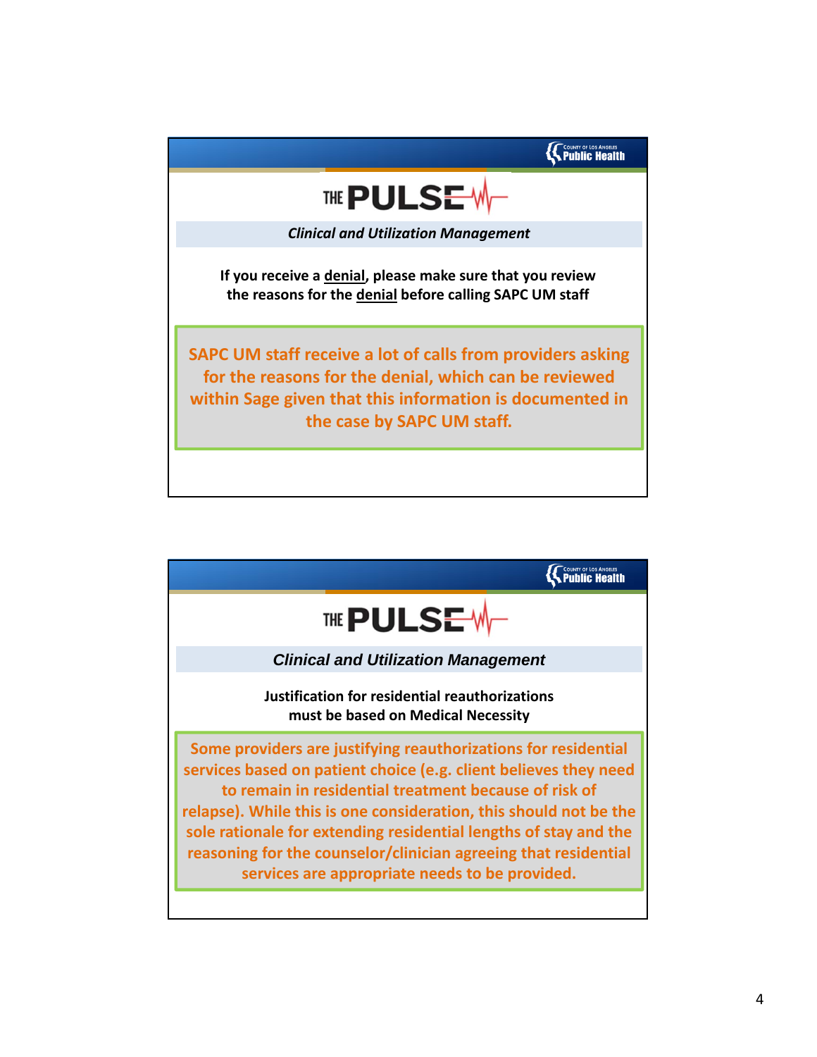# THE PULSE

*Clinical and Utilization Management*

**If you receive a denial, please make sure that you review the reasons for the denial before calling SAPC UM staff**

**SAPC UM staff receive a lot of calls from providers asking for the reasons for the denial, which can be reviewed within Sage given that this information is documented in the case by SAPC UM staff.**

# THE PULSE

*Clinical and Utilization Management*

**Justification for residential reauthorizations must be based on Medical Necessity**

**Some providers are justifying reauthorizations for residential services based on patient choice (e.g. client believes they need to remain in residential treatment because of risk of relapse). While this is one consideration, this should not be the sole rationale for extending residential lengths of stay and the reasoning for the counselor/clinician agreeing that residential services are appropriate needs to be provided.**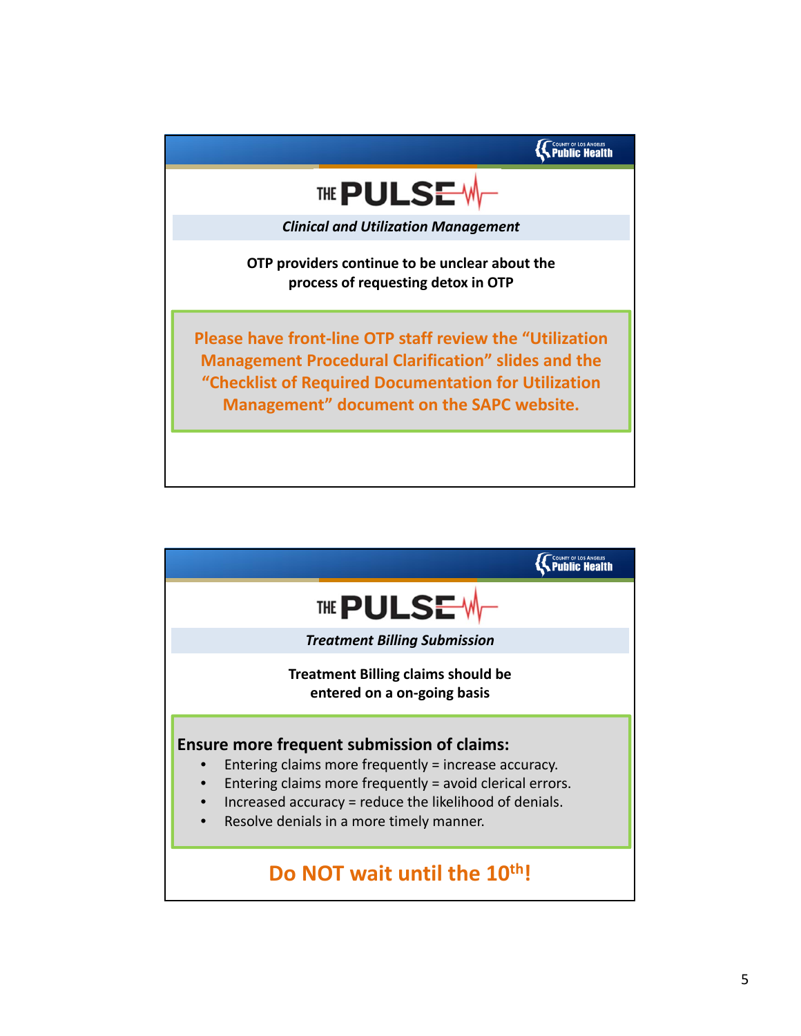## THE PULSE

***Clinical and Utilization Management***

**OTP providers continue to be unclear about the process of requesting detox in OTP**

**Please have front-line OTP staff review the "Utilization Management Procedural Clarification" slides and the "Checklist of Required Documentation for Utilization Management" document on the SAPC website.**

---

## THE PULSE

***Treatment Billing Submission***

**Treatment Billing claims should be entered on a on-going basis**

**Ensure more frequent submission of claims:**

- Entering claims more frequently = increase accuracy.
- Entering claims more frequently = avoid clerical errors.
- Increased accuracy = reduce the likelihood of denials.
- Resolve denials in a more timely manner.

**Do NOT wait until the 10th!**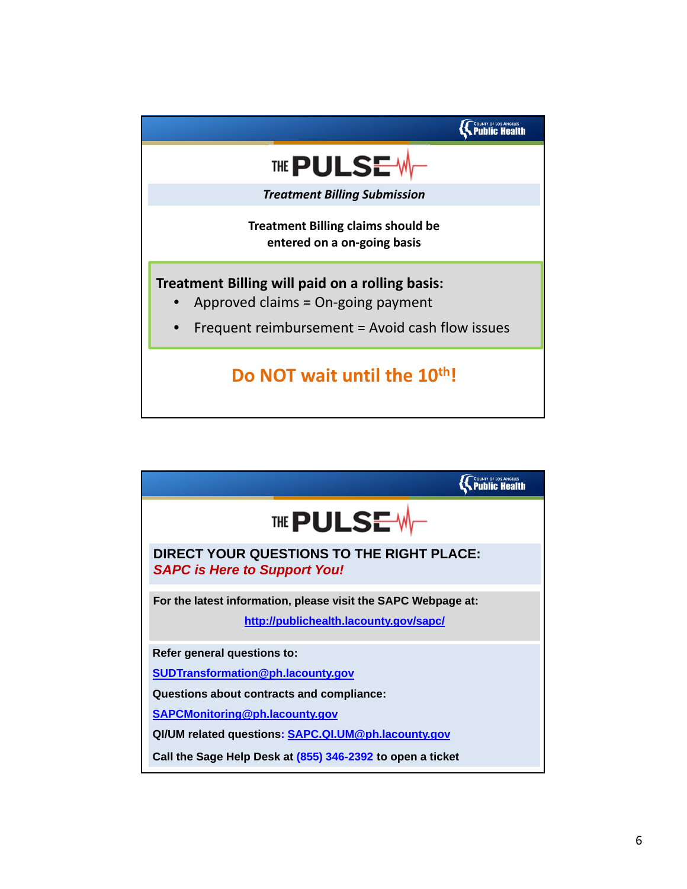THE PULSE

### *Treatment Billing Submission*

**Treatment Billing claims should be entered on a on-going basis**

**Treatment Billing will paid on a rolling basis:**

- Approved claims = On-going payment
- Frequent reimbursement = Avoid cash flow issues

**Do NOT wait until the 10th!**

---

THE PULSE

### DIRECT YOUR QUESTIONS TO THE RIGHT PLACE:

***SAPC is Here to Support You!***

**For the latest information, please visit the SAPC Webpage at:**

http://publichealth.lacounty.gov/sapc/

**Refer general questions to:**

SUDTransformation@ph.lacounty.gov

**Questions about contracts and compliance:**

SAPCMonitoring@ph.lacounty.gov

**QI/UM related questions:** SAPC.QI.UM@ph.lacounty.gov

**Call the Sage Help Desk at (855) 346-2392 to open a ticket**